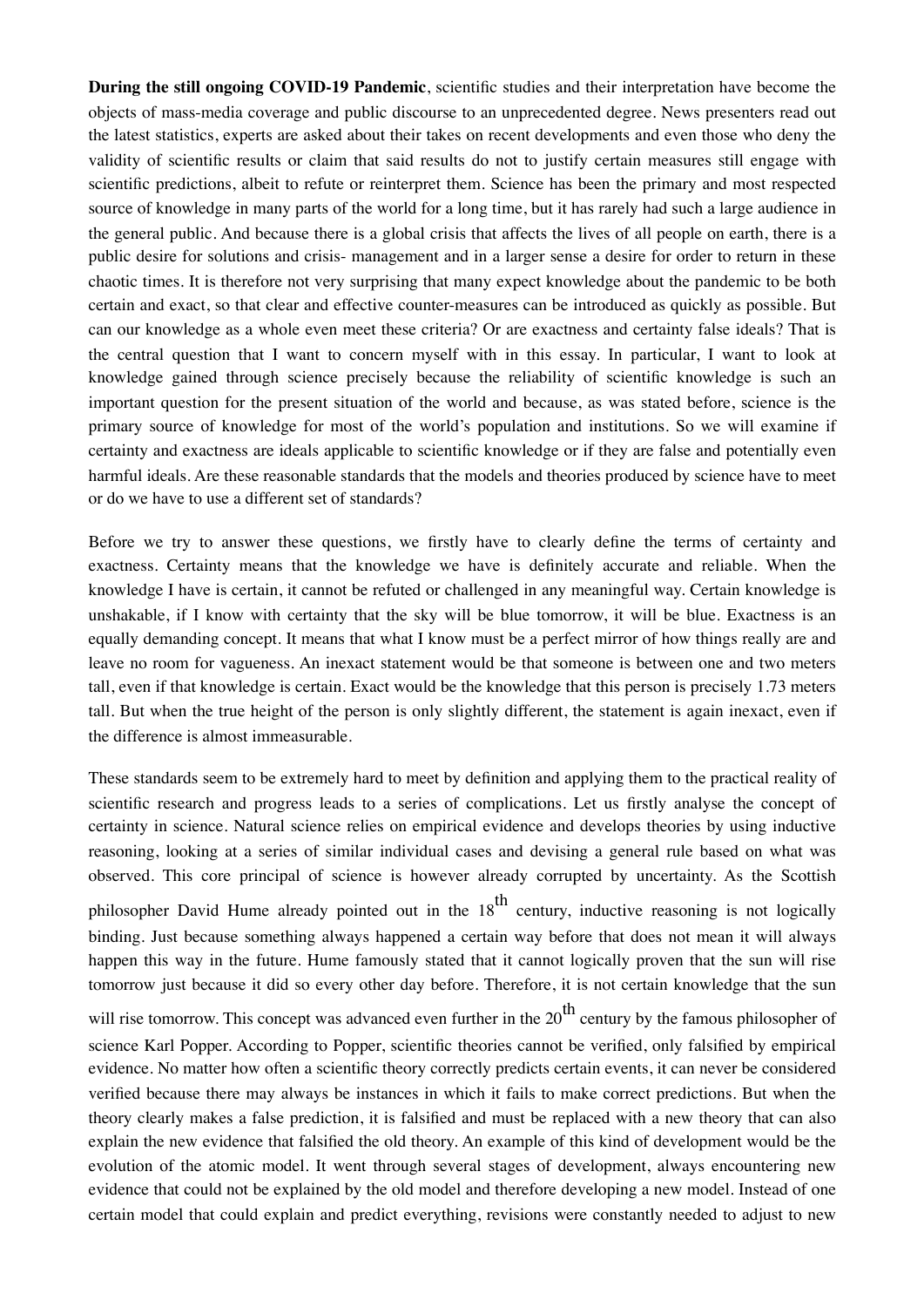**During the still ongoing COVID-19 Pandemic**, scientific studies and their interpretation have become the objects of mass-media coverage and public discourse to an unprecedented degree. News presenters read out the latest statistics, experts are asked about their takes on recent developments and even those who deny the validity of scientific results or claim that said results do not to justify certain measures still engage with scientific predictions, albeit to refute or reinterpret them. Science has been the primary and most respected source of knowledge in many parts of the world for a long time, but it has rarely had such a large audience in the general public. And because there is a global crisis that affects the lives of all people on earth, there is a public desire for solutions and crisis- management and in a larger sense a desire for order to return in these chaotic times. It is therefore not very surprising that many expect knowledge about the pandemic to be both certain and exact, so that clear and effective counter-measures can be introduced as quickly as possible. But can our knowledge as a whole even meet these criteria? Or are exactness and certainty false ideals? That is the central question that I want to concern myself with in this essay. In particular, I want to look at knowledge gained through science precisely because the reliability of scientific knowledge is such an important question for the present situation of the world and because, as was stated before, science is the primary source of knowledge for most of the world's population and institutions. So we will examine if certainty and exactness are ideals applicable to scientific knowledge or if they are false and potentially even harmful ideals. Are these reasonable standards that the models and theories produced by science have to meet or do we have to use a different set of standards?

Before we try to answer these questions, we firstly have to clearly define the terms of certainty and exactness. Certainty means that the knowledge we have is definitely accurate and reliable. When the knowledge I have is certain, it cannot be refuted or challenged in any meaningful way. Certain knowledge is unshakable, if I know with certainty that the sky will be blue tomorrow, it will be blue. Exactness is an equally demanding concept. It means that what I know must be a perfect mirror of how things really are and leave no room for vagueness. An inexact statement would be that someone is between one and two meters tall, even if that knowledge is certain. Exact would be the knowledge that this person is precisely 1.73 meters tall. But when the true height of the person is only slightly different, the statement is again inexact, even if the difference is almost immeasurable.

These standards seem to be extremely hard to meet by definition and applying them to the practical reality of scientific research and progress leads to a series of complications. Let us firstly analyse the concept of certainty in science. Natural science relies on empirical evidence and develops theories by using inductive reasoning, looking at a series of similar individual cases and devising a general rule based on what was observed. This core principal of science is however already corrupted by uncertainty. As the Scottish philosopher David Hume already pointed out in the 18th century, inductive reasoning is not logically binding. Just because something always happened a certain way before that does not mean it will always happen this way in the future. Hume famously stated that it cannot logically proven that the sun will rise tomorrow just because it did so every other day before. Therefore, it is not certain knowledge that the sun will rise tomorrow. This concept was advanced even further in the 20th century by the famous philosopher of science Karl Popper. According to Popper, scientific theories cannot be verified, only falsified by empirical evidence. No matter how often a scientific theory correctly predicts certain events, it can never be considered verified because there may always be instances in which it fails to make correct predictions. But when the theory clearly makes a false prediction, it is falsified and must be replaced with a new theory that can also explain the new evidence that falsified the old theory. An example of this kind of development would be the evolution of the atomic model. It went through several stages of development, always encountering new evidence that could not be explained by the old model and therefore developing a new model. Instead of one certain model that could explain and predict everything, revisions were constantly needed to adjust to new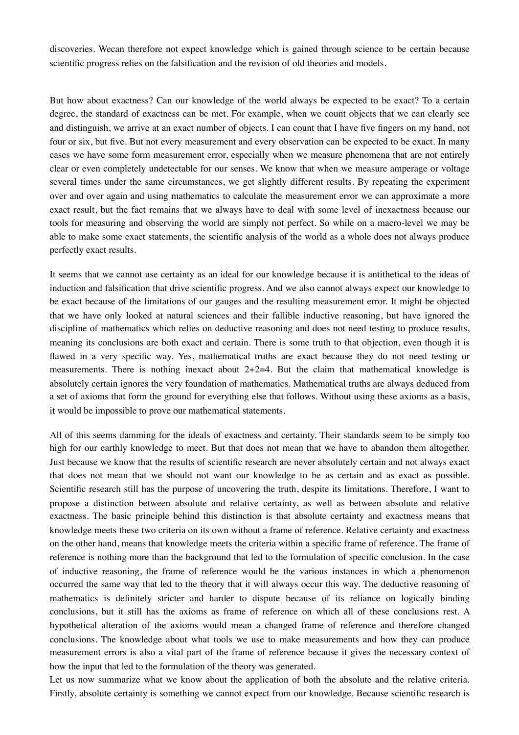discoveries. Wecan therefore not expect knowledge which is gained through science to be certain because scientific progress relies on the falsification and the revision of old theories and models.

But how about exactness? Can our knowledge of the world always be expected to be exact? To a certain degree, the standard of exactness can be met. For example, when we count objects that we can clearly see and distinguish, we arrive at an exact number of objects. I can count that I have five fingers on my hand, not four or six, but five. But not every measurement and every observation can be expected to be exact. In many cases we have some form measurement error, especially when we measure phenomena that are not entirely clear or even completely undetectable for our senses. We know that when we measure amperage or voltage several times under the same circumstances, we get slightly different results. By repeating the experiment over and over again and using mathematics to calculate the measurement error we can approximate a more exact result, but the fact remains that we always have to deal with some level of inexactness because our tools for measuring and observing the world are simply not perfect. So while on a macro-level we may be able to make some exact statements, the scientific analysis of the world as a whole does not always produce perfectly exact results.

It seems that we cannot use certainty as an ideal for our knowledge because it is antithetical to the ideas of induction and falsification that drive scientific progress. And we also cannot always expect our knowledge to be exact because of the limitations of our gauges and the resulting measurement error. It might be objected that we have only looked at natural sciences and their fallible inductive reasoning, but have ignored the discipline of mathematics which relies on deductive reasoning and does not need testing to produce results, meaning its conclusions are both exact and certain. There is some truth to that objection, even though it is flawed in a very specific way. Yes, mathematical truths are exact because they do not need testing or measurements. There is nothing inexact about 2+2=4. But the claim that mathematical knowledge is absolutely certain ignores the very foundation of mathematics. Mathematical truths are always deduced from a set of axioms that form the ground for everything else that follows. Without using these axioms as a basis, it would be impossible to prove our mathematical statements.

All of this seems damming for the ideals of exactness and certainty. Their standards seem to be simply too high for our earthly knowledge to meet. But that does not mean that we have to abandon them altogether. Just because we know that the results of scientific research are never absolutely certain and not always exact that does not mean that we should not want our knowledge to be as certain and as exact as possible. Scientific research still has the purpose of uncovering the truth, despite its limitations. Therefore, I want to propose a distinction between absolute and relative certainty, as well as between absolute and relative exactness. The basic principle behind this distinction is that absolute certainty and exactness means that knowledge meets these two criteria on its own without a frame of reference. Relative certainty and exactness on the other hand, means that knowledge meets the criteria within a specific frame of reference. The frame of reference is nothing more than the background that led to the formulation of specific conclusion. In the case of inductive reasoning, the frame of reference would be the various instances in which a phenomenon occurred the same way that led to the theory that it will always occur this way. The deductive reasoning of mathematics is definitely stricter and harder to dispute because of its reliance on logically binding conclusions, but it still has the axioms as frame of reference on which all of these conclusions rest. A hypothetical alteration of the axioms would mean a changed frame of reference and therefore changed conclusions. The knowledge about what tools we use to make measurements and how they can produce measurement errors is also a vital part of the frame of reference because it gives the necessary context of how the input that led to the formulation of the theory was generated.

Let us now summarize what we know about the application of both the absolute and the relative criteria. Firstly, absolute certainty is something we cannot expect from our knowledge. Because scientific research is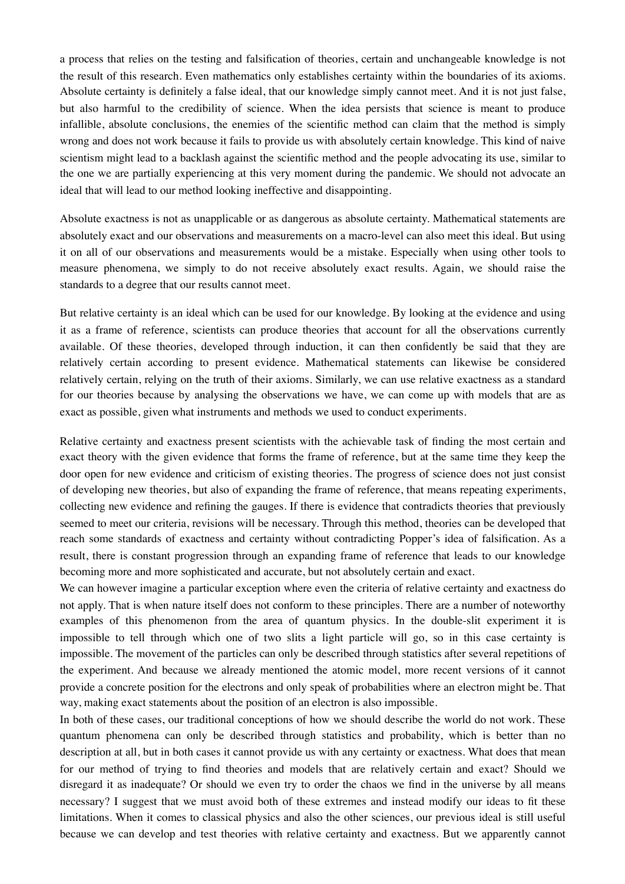a process that relies on the testing and falsification of theories, certain and unchangeable knowledge is not the result of this research. Even mathematics only establishes certainty within the boundaries of its axioms. Absolute certainty is definitely a false ideal, that our knowledge simply cannot meet. And it is not just false, but also harmful to the credibility of science. When the idea persists that science is meant to produce infallible, absolute conclusions, the enemies of the scientific method can claim that the method is simply wrong and does not work because it fails to provide us with absolutely certain knowledge. This kind of naive scientism might lead to a backlash against the scientific method and the people advocating its use, similar to the one we are partially experiencing at this very moment during the pandemic. We should not advocate an ideal that will lead to our method looking ineffective and disappointing.

Absolute exactness is not as unapplicable or as dangerous as absolute certainty. Mathematical statements are absolutely exact and our observations and measurements on a macro-level can also meet this ideal. But using it on all of our observations and measurements would be a mistake. Especially when using other tools to measure phenomena, we simply to do not receive absolutely exact results. Again, we should raise the standards to a degree that our results cannot meet.

But relative certainty is an ideal which can be used for our knowledge. By looking at the evidence and using it as a frame of reference, scientists can produce theories that account for all the observations currently available. Of these theories, developed through induction, it can then confidently be said that they are relatively certain according to present evidence. Mathematical statements can likewise be considered relatively certain, relying on the truth of their axioms. Similarly, we can use relative exactness as a standard for our theories because by analysing the observations we have, we can come up with models that are as exact as possible, given what instruments and methods we used to conduct experiments.

Relative certainty and exactness present scientists with the achievable task of finding the most certain and exact theory with the given evidence that forms the frame of reference, but at the same time they keep the door open for new evidence and criticism of existing theories. The progress of science does not just consist of developing new theories, but also of expanding the frame of reference, that means repeating experiments, collecting new evidence and refining the gauges. If there is evidence that contradicts theories that previously seemed to meet our criteria, revisions will be necessary. Through this method, theories can be developed that reach some standards of exactness and certainty without contradicting Popper's idea of falsification. As a result, there is constant progression through an expanding frame of reference that leads to our knowledge becoming more and more sophisticated and accurate, but not absolutely certain and exact.

We can however imagine a particular exception where even the criteria of relative certainty and exactness do not apply. That is when nature itself does not conform to these principles. There are a number of noteworthy examples of this phenomenon from the area of quantum physics. In the double-slit experiment it is impossible to tell through which one of two slits a light particle will go, so in this case certainty is impossible. The movement of the particles can only be described through statistics after several repetitions of the experiment. And because we already mentioned the atomic model, more recent versions of it cannot provide a concrete position for the electrons and only speak of probabilities where an electron might be. That way, making exact statements about the position of an electron is also impossible.

In both of these cases, our traditional conceptions of how we should describe the world do not work. These quantum phenomena can only be described through statistics and probability, which is better than no description at all, but in both cases it cannot provide us with any certainty or exactness. What does that mean for our method of trying to find theories and models that are relatively certain and exact? Should we disregard it as inadequate? Or should we even try to order the chaos we find in the universe by all means necessary? I suggest that we must avoid both of these extremes and instead modify our ideas to fit these limitations. When it comes to classical physics and also the other sciences, our previous ideal is still useful because we can develop and test theories with relative certainty and exactness. But we apparently cannot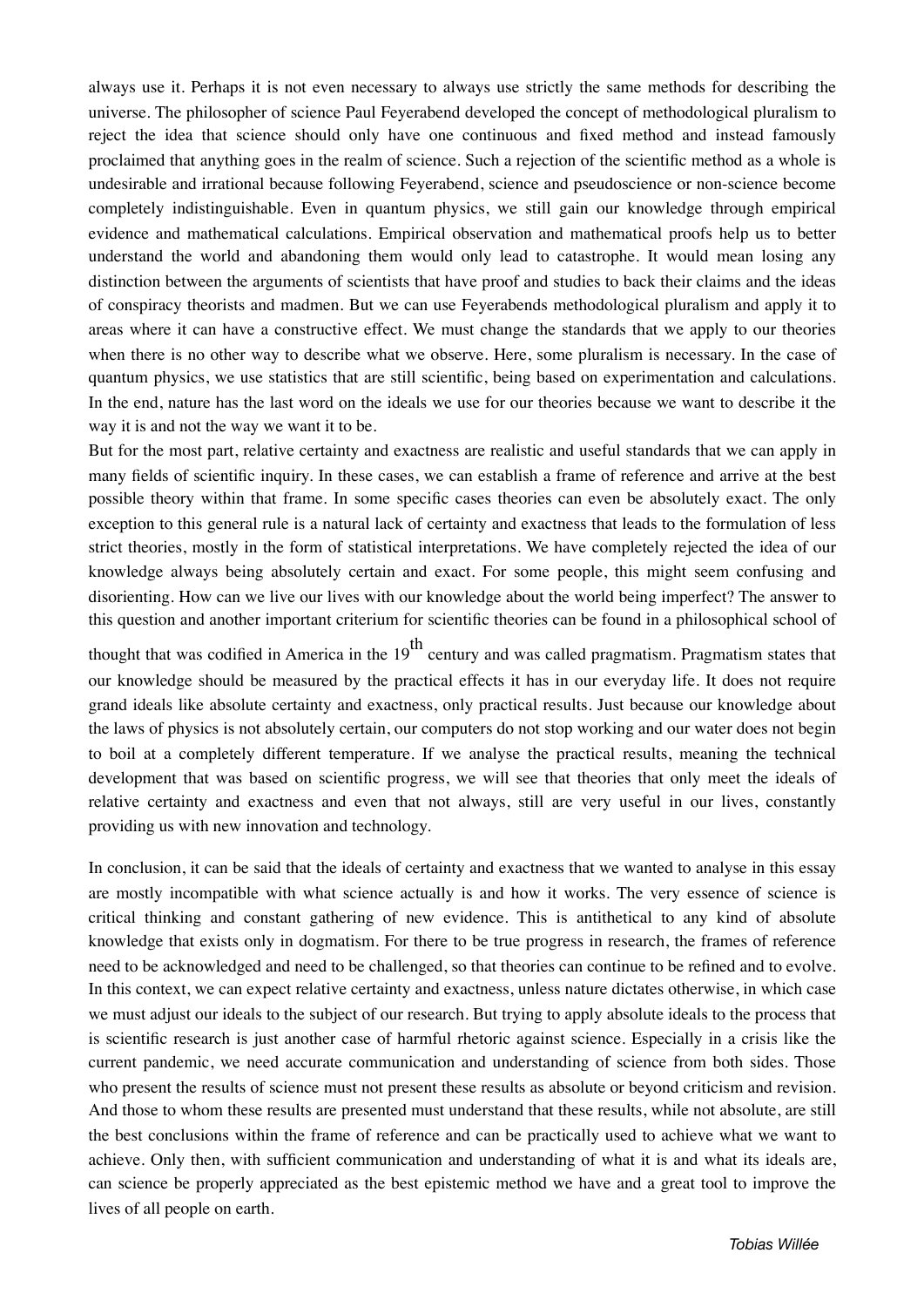always use it. Perhaps it is not even necessary to always use strictly the same methods for describing the universe. The philosopher of science Paul Feyerabend developed the concept of methodological pluralism to reject the idea that science should only have one continuous and fixed method and instead famously proclaimed that anything goes in the realm of science. Such a rejection of the scientific method as a whole is undesirable and irrational because following Feyerabend, science and pseudoscience or non-science become completely indistinguishable. Even in quantum physics, we still gain our knowledge through empirical evidence and mathematical calculations. Empirical observation and mathematical proofs help us to better understand the world and abandoning them would only lead to catastrophe. It would mean losing any distinction between the arguments of scientists that have proof and studies to back their claims and the ideas of conspiracy theorists and madmen. But we can use Feyerabends methodological pluralism and apply it to areas where it can have a constructive effect. We must change the standards that we apply to our theories when there is no other way to describe what we observe. Here, some pluralism is necessary. In the case of quantum physics, we use statistics that are still scientific, being based on experimentation and calculations. In the end, nature has the last word on the ideals we use for our theories because we want to describe it the way it is and not the way we want it to be.

But for the most part, relative certainty and exactness are realistic and useful standards that we can apply in many fields of scientific inquiry. In these cases, we can establish a frame of reference and arrive at the best possible theory within that frame. In some specific cases theories can even be absolutely exact. The only exception to this general rule is a natural lack of certainty and exactness that leads to the formulation of less strict theories, mostly in the form of statistical interpretations. We have completely rejected the idea of our knowledge always being absolutely certain and exact. For some people, this might seem confusing and disorienting. How can we live our lives with our knowledge about the world being imperfect? The answer to this question and another important criterium for scientific theories can be found in a philosophical school of thought that was codified in America in the 19th century and was called pragmatism. Pragmatism states that our knowledge should be measured by the practical effects it has in our everyday life. It does not require grand ideals like absolute certainty and exactness, only practical results. Just because our knowledge about the laws of physics is not absolutely certain, our computers do not stop working and our water does not begin to boil at a completely different temperature. If we analyse the practical results, meaning the technical development that was based on scientific progress, we will see that theories that only meet the ideals of relative certainty and exactness and even that not always, still are very useful in our lives, constantly providing us with new innovation and technology.

In conclusion, it can be said that the ideals of certainty and exactness that we wanted to analyse in this essay are mostly incompatible with what science actually is and how it works. The very essence of science is critical thinking and constant gathering of new evidence. This is antithetical to any kind of absolute knowledge that exists only in dogmatism. For there to be true progress in research, the frames of reference need to be acknowledged and need to be challenged, so that theories can continue to be refined and to evolve. In this context, we can expect relative certainty and exactness, unless nature dictates otherwise, in which case we must adjust our ideals to the subject of our research. But trying to apply absolute ideals to the process that is scientific research is just another case of harmful rhetoric against science. Especially in a crisis like the current pandemic, we need accurate communication and understanding of science from both sides. Those who present the results of science must not present these results as absolute or beyond criticism and revision. And those to whom these results are presented must understand that these results, while not absolute, are still the best conclusions within the frame of reference and can be practically used to achieve what we want to achieve. Only then, with sufficient communication and understanding of what it is and what its ideals are, can science be properly appreciated as the best epistemic method we have and a great tool to improve the lives of all people on earth.

*Tobias Willée*